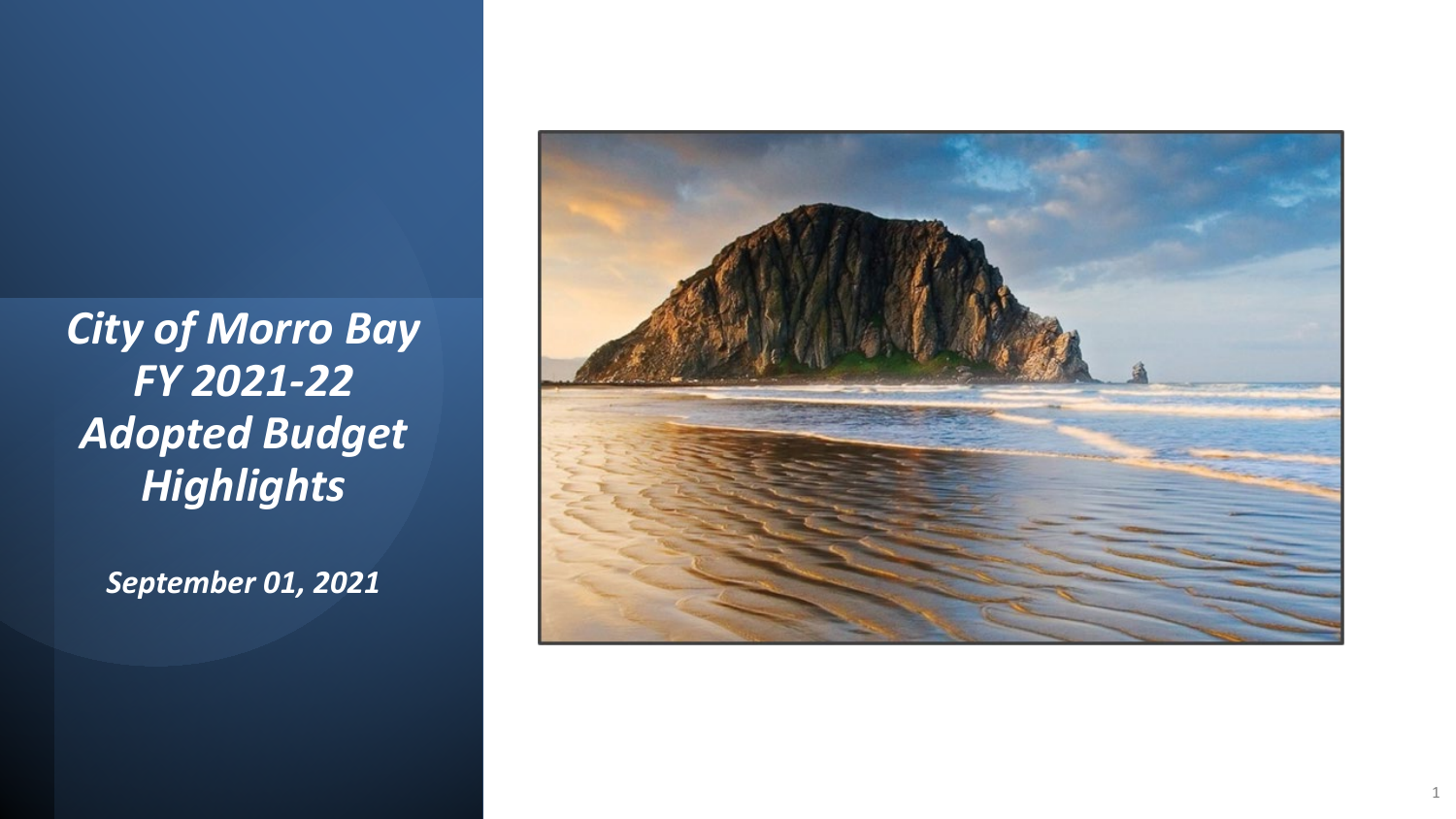# *City of Morro Bay FY 2021-22 Adopted Budget Highlights*

***September 01, 2021***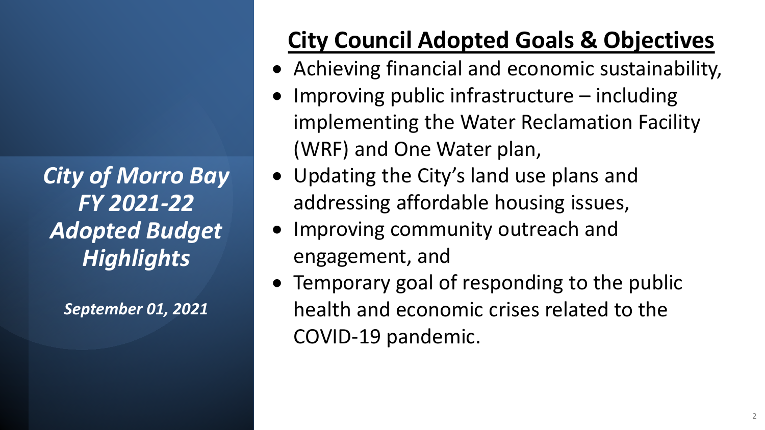*City of Morro Bay*
*FY 2021-22*
*Adopted Budget Highlights*

*September 01, 2021*

## City Council Adopted Goals & Objectives

- Achieving financial and economic sustainability,
- Improving public infrastructure – including implementing the Water Reclamation Facility (WRF) and One Water plan,
- Updating the City's land use plans and addressing affordable housing issues,
- Improving community outreach and engagement, and
- Temporary goal of responding to the public health and economic crises related to the COVID-19 pandemic.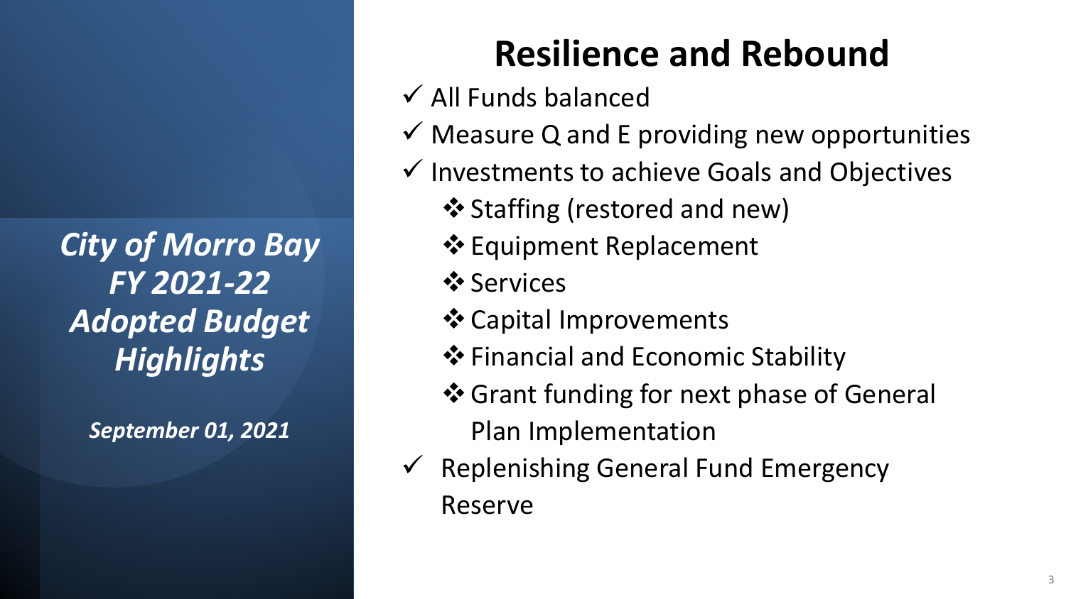*City of Morro Bay*
*FY 2021-22*
*Adopted Budget*
*Highlights*

*September 01, 2021*

# Resilience and Rebound

- ✓ All Funds balanced
- ✓ Measure Q and E providing new opportunities
- ✓ Investments to achieve Goals and Objectives
  - ❖ Staffing (restored and new)
  - ❖ Equipment Replacement
  - ❖ Services
  - ❖ Capital Improvements
  - ❖ Financial and Economic Stability
  - ❖ Grant funding for next phase of General Plan Implementation
- ✓ Replenishing General Fund Emergency Reserve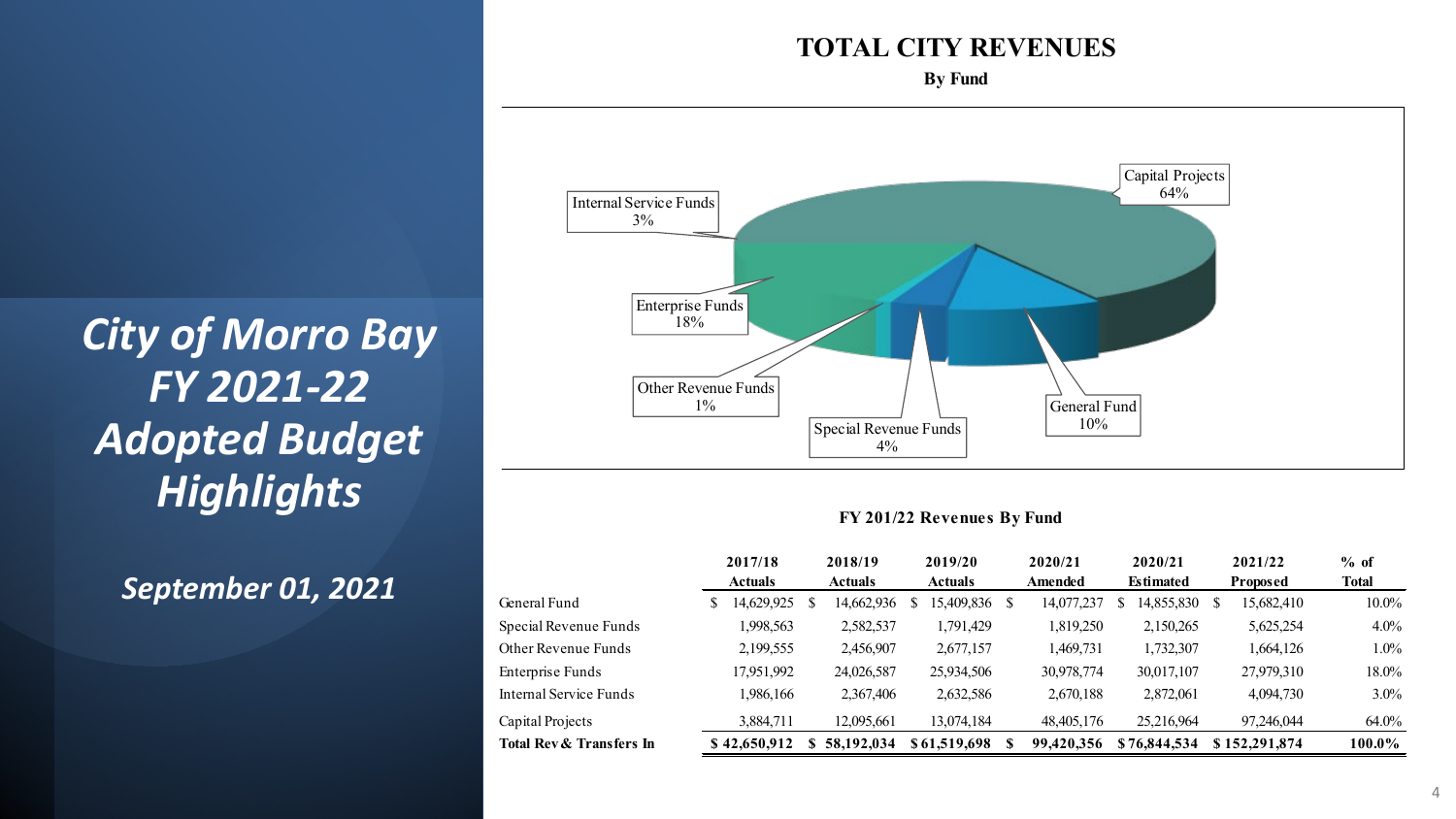# City of Morro Bay FY 2021-22 Adopted Budget Highlights

*September 01, 2021*

## TOTAL CITY REVENUES

**By Fund**

Capital Projects 64%

Internal Service Funds 3%

Enterprise Funds 18%

Other Revenue Funds 1%

Special Revenue Funds 4%

General Fund 10%

**FY 201/22 Revenues By Fund**

| | 2017/18 Actuals | 2018/19 Actuals | 2019/20 Actuals | 2020/21 Amended | 2020/21 Estimated | 2021/22 Proposed | % of Total |
|---|---|---|---|---|---|---|---|
| General Fund | $ 14,629,925 | $ 14,662,936 | $ 15,409,836 | $ 14,077,237 | $ 14,855,830 | $ 15,682,410 | 10.0% |
| Special Revenue Funds | 1,998,563 | 2,582,537 | 1,791,429 | 1,819,250 | 2,150,265 | 5,625,254 | 4.0% |
| Other Revenue Funds | 2,199,555 | 2,456,907 | 2,677,157 | 1,469,731 | 1,732,307 | 1,664,126 | 1.0% |
| Enterprise Funds | 17,951,992 | 24,026,587 | 25,934,506 | 30,978,774 | 30,017,107 | 27,979,310 | 18.0% |
| Internal Service Funds | 1,986,166 | 2,367,406 | 2,632,586 | 2,670,188 | 2,872,061 | 4,094,730 | 3.0% |
| Capital Projects | 3,884,711 | 12,095,661 | 13,074,184 | 48,405,176 | 25,216,964 | 97,246,044 | 64.0% |
| **Total Rev & Transfers In** | **$ 42,650,912** | **$ 58,192,034** | **$ 61,519,698** | **$ 99,420,356** | **$ 76,844,534** | **$ 152,291,874** | **100.0%** |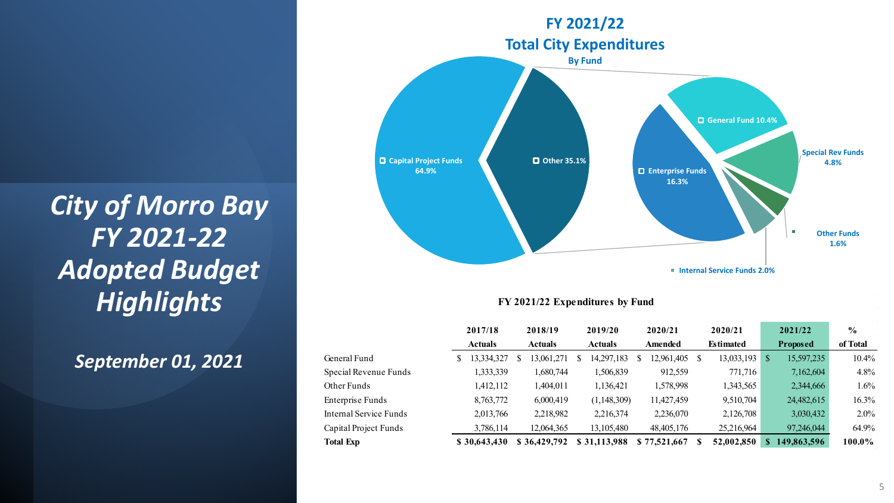# City of Morro Bay FY 2021-22 Adopted Budget Highlights

*September 01, 2021*

## FY 2021/22 Total City Expenditures

### By Fund

Capital Project Funds 64.9%
Other 35.1%
General Fund 10.4%
Special Rev Funds 4.8%
Other Funds 1.6%
Internal Service Funds 2.0%
Enterprise Funds 16.3%

**FY 2021/22 Expenditures by Fund**

| | 2017/18 Actuals | 2018/19 Actuals | 2019/20 Actuals | 2020/21 Amended | 2020/21 Estimated | 2021/22 Proposed | % of Total |
|---|---|---|---|---|---|---|---|
| General Fund | $ 13,334,327 | $ 13,061,271 | $ 14,297,183 | $ 12,961,405 | $ 13,033,193 | $ 15,597,235 | 10.4% |
| Special Revenue Funds | 1,333,339 | 1,680,744 | 1,506,839 | 912,559 | 771,716 | 7,162,604 | 4.8% |
| Other Funds | 1,412,112 | 1,404,011 | 1,136,421 | 1,578,998 | 1,343,565 | 2,344,666 | 1.6% |
| Enterprise Funds | 8,763,772 | 6,000,419 | (1,148,309) | 11,427,459 | 9,510,704 | 24,482,615 | 16.3% |
| Internal Service Funds | 2,013,766 | 2,218,982 | 2,216,374 | 2,236,070 | 2,126,708 | 3,030,432 | 2.0% |
| Capital Project Funds | 3,786,114 | 12,064,365 | 13,105,480 | 48,405,176 | 25,216,964 | 97,246,044 | 64.9% |
| **Total Exp** | **$ 30,643,430** | **$ 36,429,792** | **$ 31,113,988** | **$ 77,521,667** | **$ 52,002,850** | **$ 149,863,596** | **100.0%** |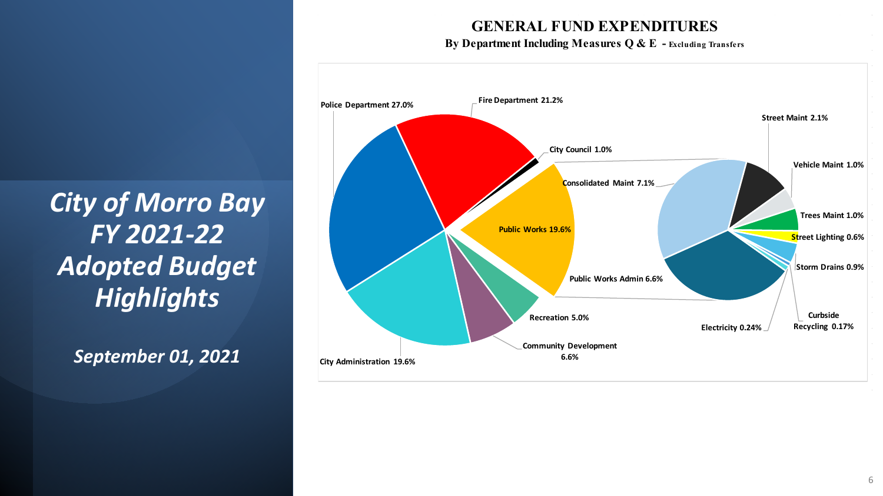# City of Morro Bay FY 2021-22 Adopted Budget Highlights

*September 01, 2021*

## GENERAL FUND EXPENDITURES

**By Department Including Measures Q & E - Excluding Transfers**

Police Department 27.0%

Fire Department 21.2%

City Council 1.0%

Public Works 19.6%

Recreation 5.0%

Community Development 6.6%

City Administration 19.6%

Consolidated Maint 7.1%

Public Works Admin 6.6%

Street Maint 2.1%

Vehicle Maint 1.0%

Trees Maint 1.0%

Street Lighting 0.6%

Storm Drains 0.9%

Curbside Recycling 0.17%

Electricity 0.24%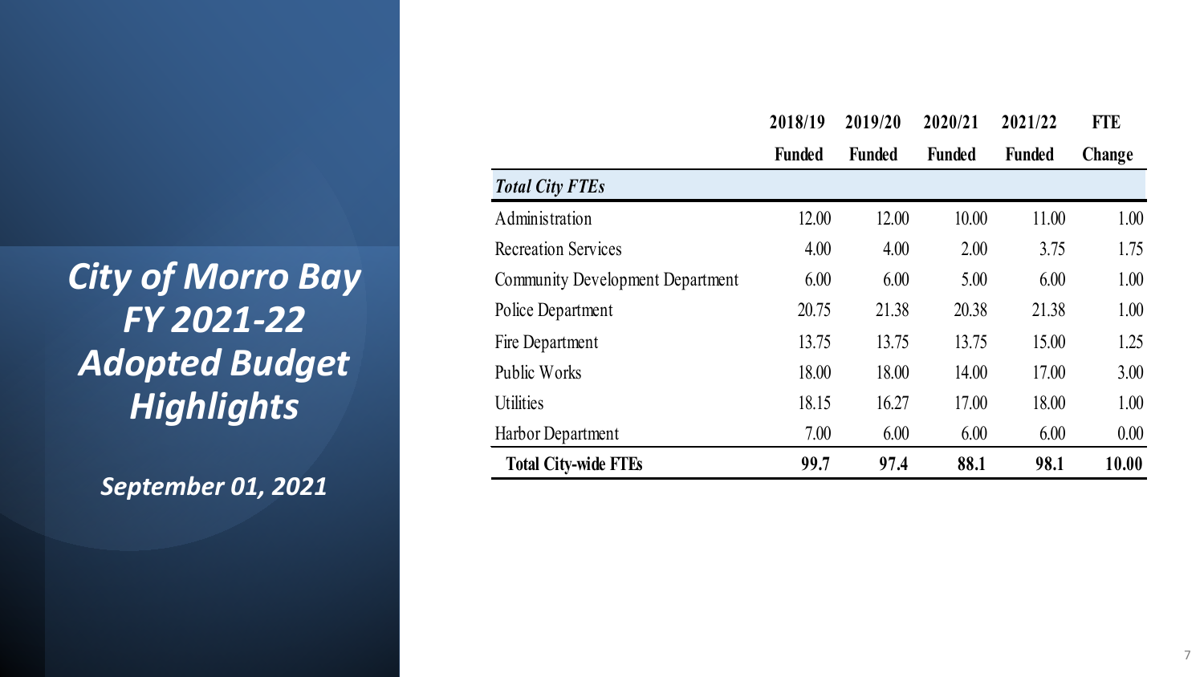# *City of Morro Bay FY 2021-22 Adopted Budget Highlights*

***September 01, 2021***

| | 2018/19 Funded | 2019/20 Funded | 2020/21 Funded | 2021/22 Funded | FTE Change |
|---|---|---|---|---|---|
| ***Total City FTEs*** | | | | | |
| Administration | 12.00 | 12.00 | 10.00 | 11.00 | 1.00 |
| Recreation Services | 4.00 | 4.00 | 2.00 | 3.75 | 1.75 |
| Community Development Department | 6.00 | 6.00 | 5.00 | 6.00 | 1.00 |
| Police Department | 20.75 | 21.38 | 20.38 | 21.38 | 1.00 |
| Fire Department | 13.75 | 13.75 | 13.75 | 15.00 | 1.25 |
| Public Works | 18.00 | 18.00 | 14.00 | 17.00 | 3.00 |
| Utilities | 18.15 | 16.27 | 17.00 | 18.00 | 1.00 |
| Harbor Department | 7.00 | 6.00 | 6.00 | 6.00 | 0.00 |
| **Total City-wide FTEs** | **99.7** | **97.4** | **88.1** | **98.1** | **10.00** |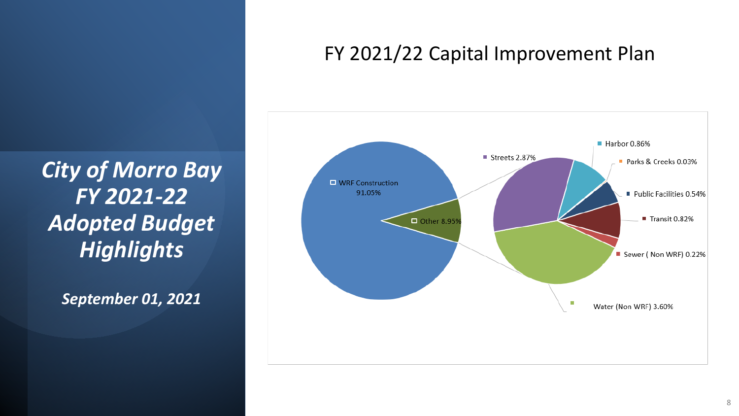*City of Morro Bay*
*FY 2021-22*
*Adopted Budget*
*Highlights*

*September 01, 2021*

# FY 2021/22 Capital Improvement Plan

- WRF Construction 91.05%
- Other 8.95%
  - Streets 2.87%
  - Harbor 0.86%
  - Parks & Creeks 0.03%
  - Public Facilities 0.54%
  - Transit 0.82%
  - Sewer ( Non WRF) 0.22%
  - Water (Non WRF) 3.60%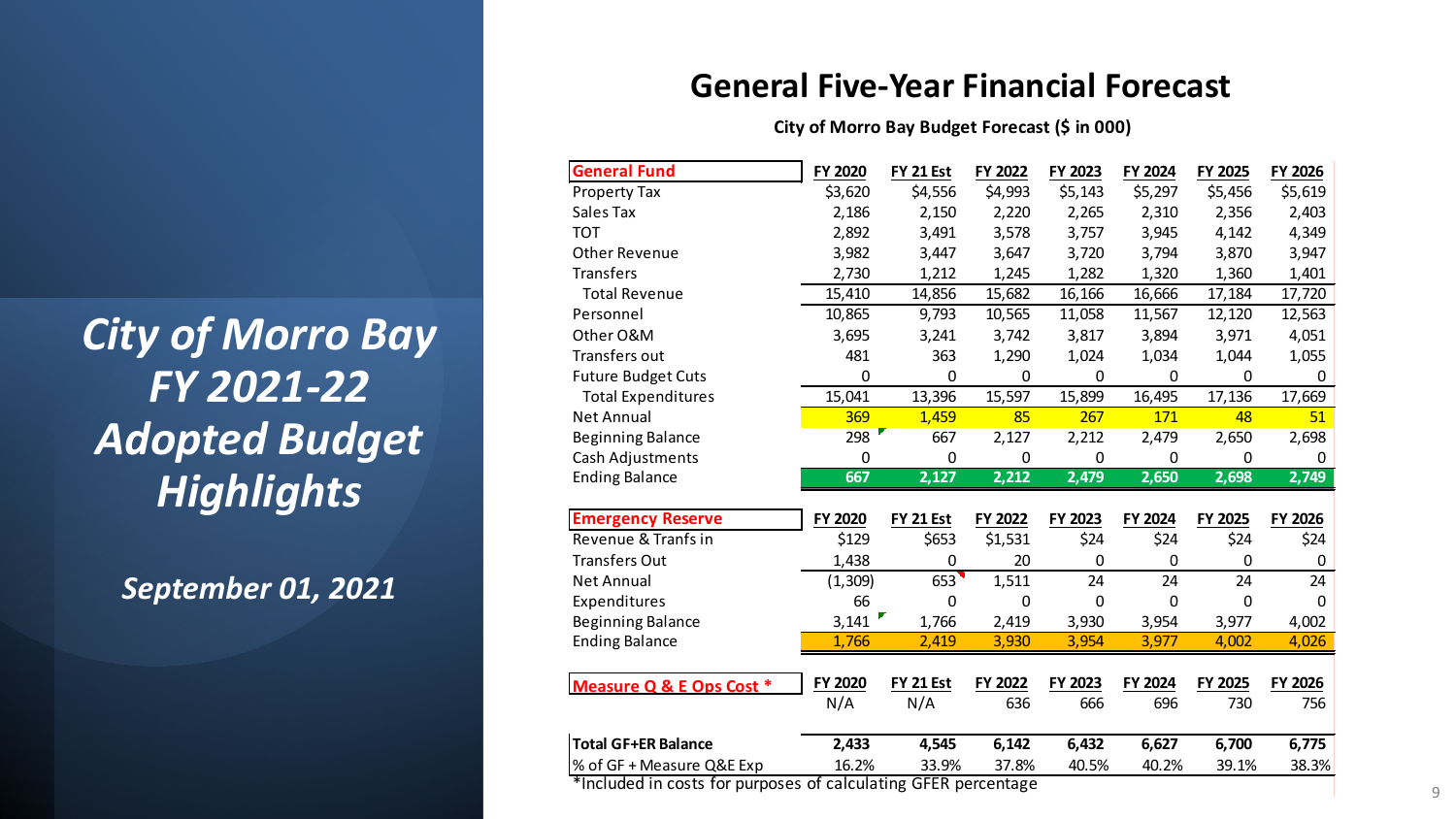# City of Morro Bay FY 2021-22 Adopted Budget Highlights

*September 01, 2021*

## General Five-Year Financial Forecast

**City of Morro Bay Budget Forecast ($ in 000)**

| General Fund | FY 2020 | FY 21 Est | FY 2022 | FY 2023 | FY 2024 | FY 2025 | FY 2026 |
|---|---|---|---|---|---|---|---|
| Property Tax | $3,620 | $4,556 | $4,993 | $5,143 | $5,297 | $5,456 | $5,619 |
| Sales Tax | 2,186 | 2,150 | 2,220 | 2,265 | 2,310 | 2,356 | 2,403 |
| TOT | 2,892 | 3,491 | 3,578 | 3,757 | 3,945 | 4,142 | 4,349 |
| Other Revenue | 3,982 | 3,447 | 3,647 | 3,720 | 3,794 | 3,870 | 3,947 |
| Transfers | 2,730 | 1,212 | 1,245 | 1,282 | 1,320 | 1,360 | 1,401 |
| Total Revenue | 15,410 | 14,856 | 15,682 | 16,166 | 16,666 | 17,184 | 17,720 |
| Personnel | 10,865 | 9,793 | 10,565 | 11,058 | 11,567 | 12,120 | 12,563 |
| Other O&M | 3,695 | 3,241 | 3,742 | 3,817 | 3,894 | 3,971 | 4,051 |
| Transfers out | 481 | 363 | 1,290 | 1,024 | 1,034 | 1,044 | 1,055 |
| Future Budget Cuts | 0 | 0 | 0 | 0 | 0 | 0 | 0 |
| Total Expenditures | 15,041 | 13,396 | 15,597 | 15,899 | 16,495 | 17,136 | 17,669 |
| Net Annual | 369 | 1,459 | 85 | 267 | 171 | 48 | 51 |
| Beginning Balance | 298 | 667 | 2,127 | 2,212 | 2,479 | 2,650 | 2,698 |
| Cash Adjustments | 0 | 0 | 0 | 0 | 0 | 0 | 0 |
| Ending Balance | 667 | 2,127 | 2,212 | 2,479 | 2,650 | 2,698 | 2,749 |

| Emergency Reserve | FY 2020 | FY 21 Est | FY 2022 | FY 2023 | FY 2024 | FY 2025 | FY 2026 |
|---|---|---|---|---|---|---|---|
| Revenue & Tranfs in | $129 | $653 | $1,531 | $24 | $24 | $24 | $24 |
| Transfers Out | 1,438 | 0 | 20 | 0 | 0 | 0 | 0 |
| Net Annual | (1,309) | 653 | 1,511 | 24 | 24 | 24 | 24 |
| Expenditures | 66 | 0 | 0 | 0 | 0 | 0 | 0 |
| Beginning Balance | 3,141 | 1,766 | 2,419 | 3,930 | 3,954 | 3,977 | 4,002 |
| Ending Balance | 1,766 | 2,419 | 3,930 | 3,954 | 3,977 | 4,002 | 4,026 |

| Measure Q & E Ops Cost * | FY 2020 | FY 21 Est | FY 2022 | FY 2023 | FY 2024 | FY 2025 | FY 2026 |
|---|---|---|---|---|---|---|---|
| | N/A | N/A | 636 | 666 | 696 | 730 | 756 |
| **Total GF+ER Balance** | **2,433** | **4,545** | **6,142** | **6,432** | **6,627** | **6,700** | **6,775** |
| % of GF + Measure Q&E Exp | 16.2% | 33.9% | 37.8% | 40.5% | 40.2% | 39.1% | 38.3% |

*Included in costs for purposes of calculating GFER percentage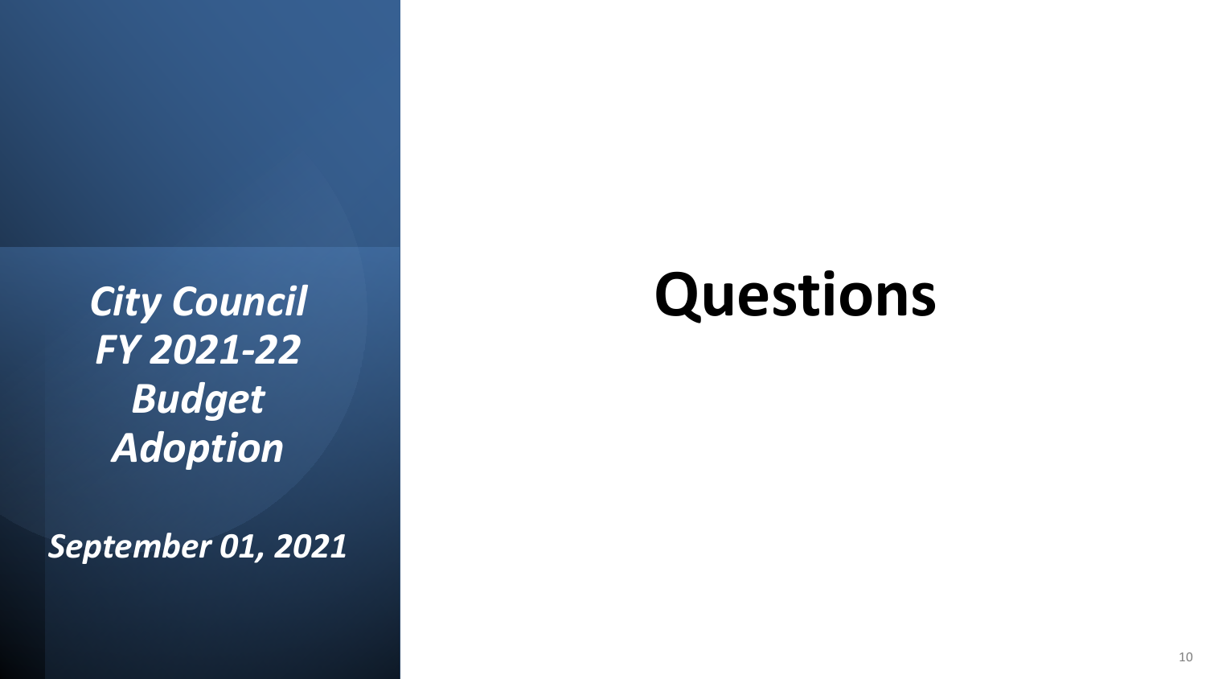***City Council FY 2021-22 Budget Adoption***

***September 01, 2021***

# Questions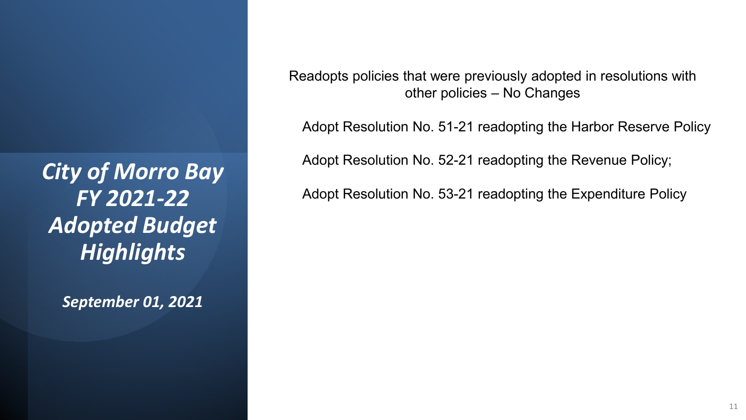# *City of Morro Bay FY 2021-22 Adopted Budget Highlights*

***September 01, 2021***

Readopts policies that were previously adopted in resolutions with other policies – No Changes

Adopt Resolution No. 51-21 readopting the Harbor Reserve Policy

Adopt Resolution No. 52-21 readopting the Revenue Policy;

Adopt Resolution No. 53-21 readopting the Expenditure Policy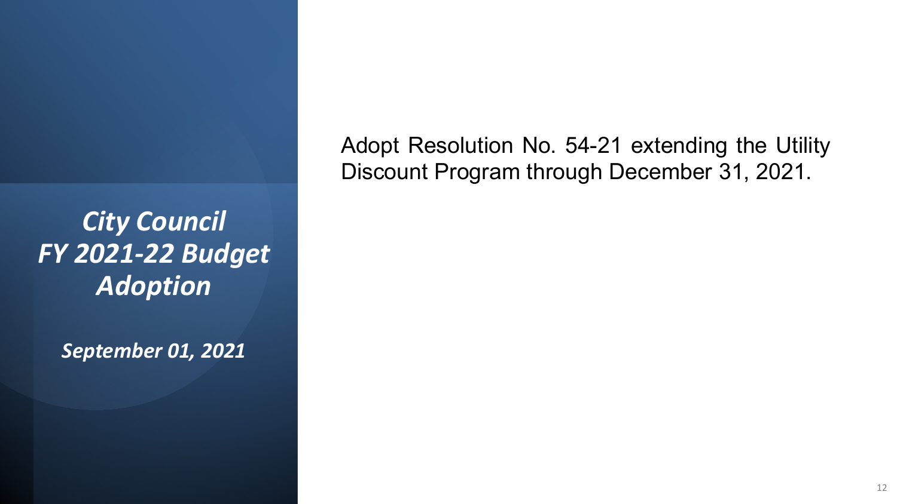*City Council FY 2021-22 Budget Adoption*

*September 01, 2021*

Adopt Resolution No. 54-21 extending the Utility Discount Program through December 31, 2021.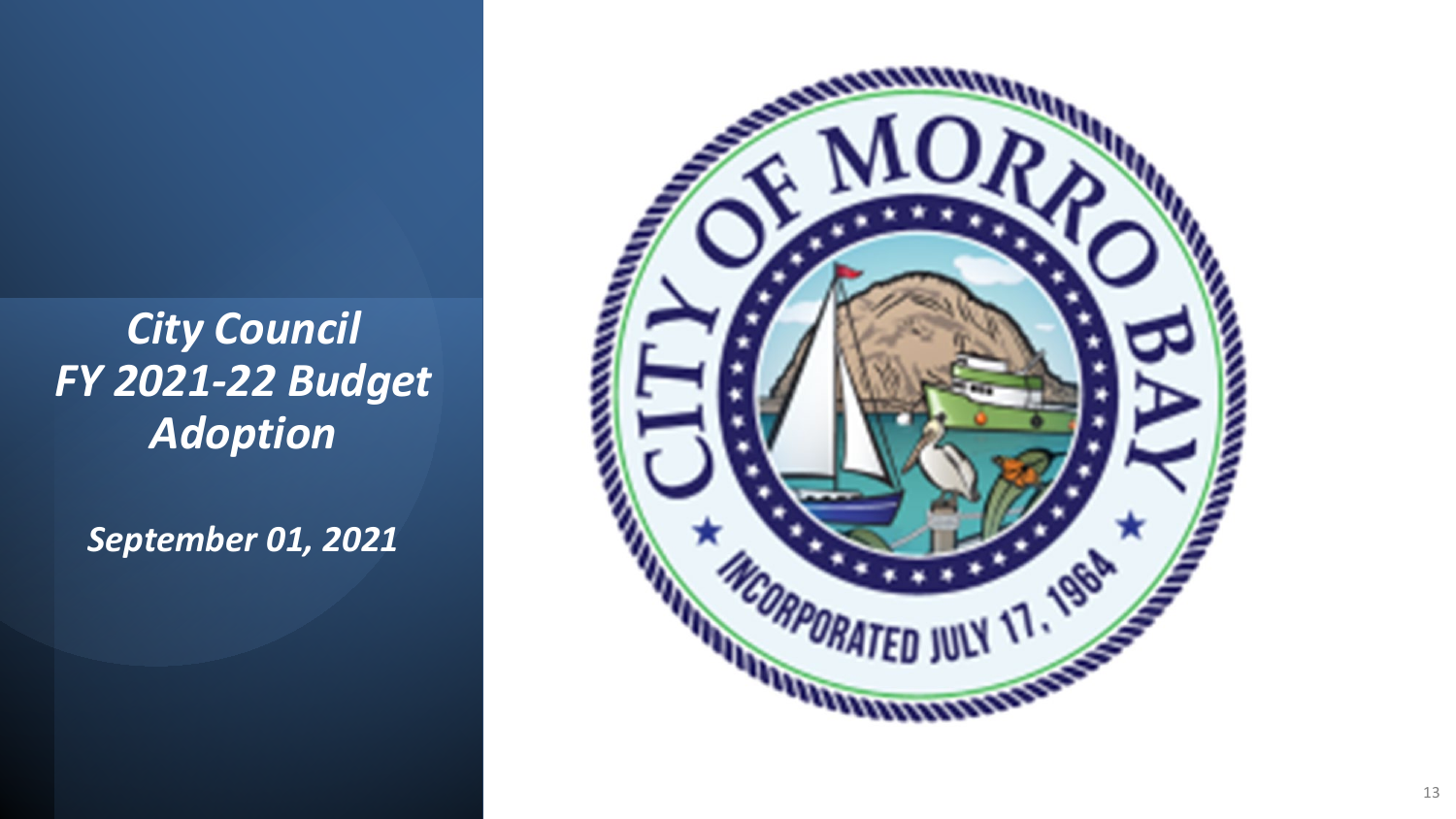***City Council***
***FY 2021-22 Budget***
***Adoption***

***September 01, 2021***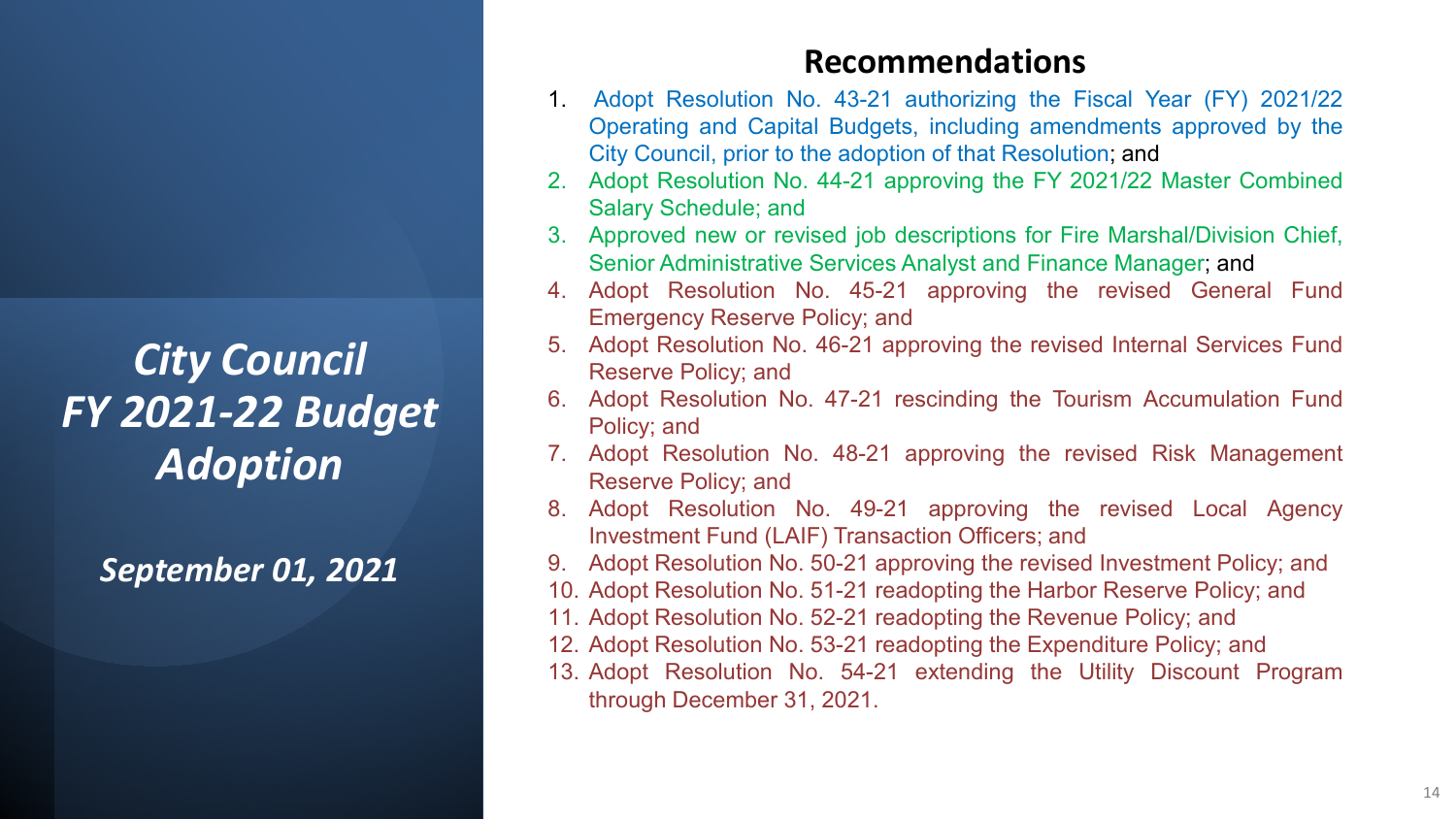*City Council FY 2021-22 Budget Adoption*

*September 01, 2021*

## Recommendations

1. Adopt Resolution No. 43-21 authorizing the Fiscal Year (FY) 2021/22 Operating and Capital Budgets, including amendments approved by the City Council, prior to the adoption of that Resolution; and
2. Adopt Resolution No. 44-21 approving the FY 2021/22 Master Combined Salary Schedule; and
3. Approved new or revised job descriptions for Fire Marshal/Division Chief, Senior Administrative Services Analyst and Finance Manager; and
4. Adopt Resolution No. 45-21 approving the revised General Fund Emergency Reserve Policy; and
5. Adopt Resolution No. 46-21 approving the revised Internal Services Fund Reserve Policy; and
6. Adopt Resolution No. 47-21 rescinding the Tourism Accumulation Fund Policy; and
7. Adopt Resolution No. 48-21 approving the revised Risk Management Reserve Policy; and
8. Adopt Resolution No. 49-21 approving the revised Local Agency Investment Fund (LAIF) Transaction Officers; and
9. Adopt Resolution No. 50-21 approving the revised Investment Policy; and
10. Adopt Resolution No. 51-21 readopting the Harbor Reserve Policy; and
11. Adopt Resolution No. 52-21 readopting the Revenue Policy; and
12. Adopt Resolution No. 53-21 readopting the Expenditure Policy; and
13. Adopt Resolution No. 54-21 extending the Utility Discount Program through December 31, 2021.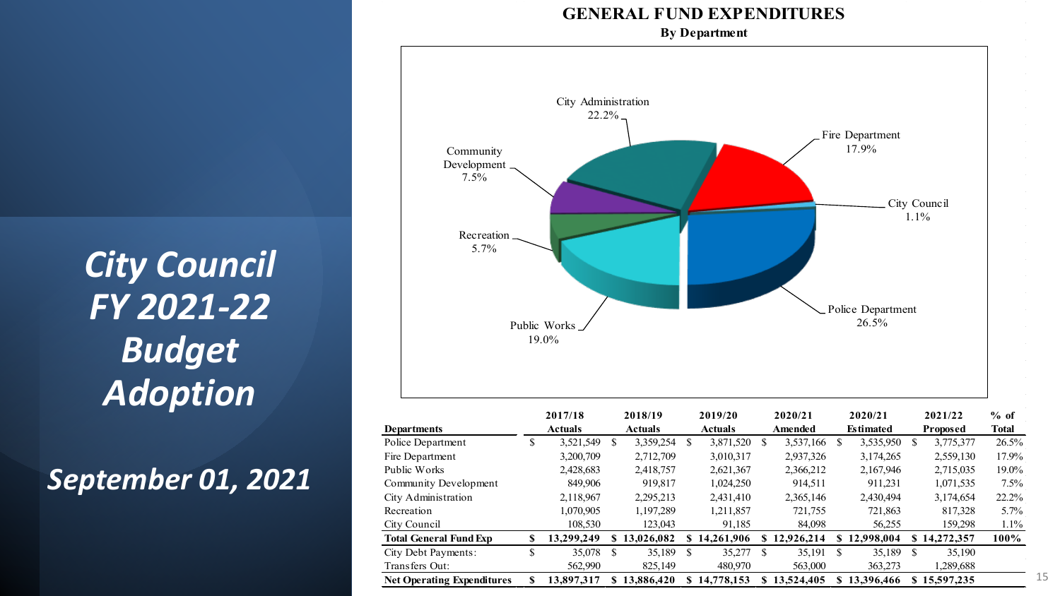# City Council FY 2021-22 Budget Adoption

## September 01, 2021

## GENERAL FUND EXPENDITURES

### By Department

City Administration 22.2%
Fire Department 17.9%
City Council 1.1%
Police Department 26.5%
Public Works 19.0%
Recreation 5.7%
Community Development 7.5%

| Departments | 2017/18 Actuals | 2018/19 Actuals | 2019/20 Actuals | 2020/21 Amended | 2020/21 Estimated | 2021/22 Proposed | % of Total |
|---|---|---|---|---|---|---|---|
| Police Department | $ 3,521,549 | $ 3,359,254 | $ 3,871,520 | $ 3,537,166 | $ 3,535,950 | $ 3,775,377 | 26.5% |
| Fire Department | 3,200,709 | 2,712,709 | 3,010,317 | 2,937,326 | 3,174,265 | 2,559,130 | 17.9% |
| Public Works | 2,428,683 | 2,418,757 | 2,621,367 | 2,366,212 | 2,167,946 | 2,715,035 | 19.0% |
| Community Development | 849,906 | 919,817 | 1,024,250 | 914,511 | 911,231 | 1,071,535 | 7.5% |
| City Administration | 2,118,967 | 2,295,213 | 2,431,410 | 2,365,146 | 2,430,494 | 3,174,654 | 22.2% |
| Recreation | 1,070,905 | 1,197,289 | 1,211,857 | 721,755 | 721,863 | 817,328 | 5.7% |
| City Council | 108,530 | 123,043 | 91,185 | 84,098 | 56,255 | 159,298 | 1.1% |
| **Total General Fund Exp** | **$ 13,299,249** | **$ 13,026,082** | **$ 14,261,906** | **$ 12,926,214** | **$ 12,998,004** | **$ 14,272,357** | **100%** |
| City Debt Payments: | $ 35,078 | $ 35,189 | $ 35,277 | $ 35,191 | $ 35,189 | $ 35,190 | |
| Transfers Out: | 562,990 | 825,149 | 480,970 | 563,000 | 363,273 | 1,289,688 | |
| **Net Operating Expenditures** | **$ 13,897,317** | **$ 13,886,420** | **$ 14,778,153** | **$ 13,524,405** | **$ 13,396,466** | **$ 15,597,235** | |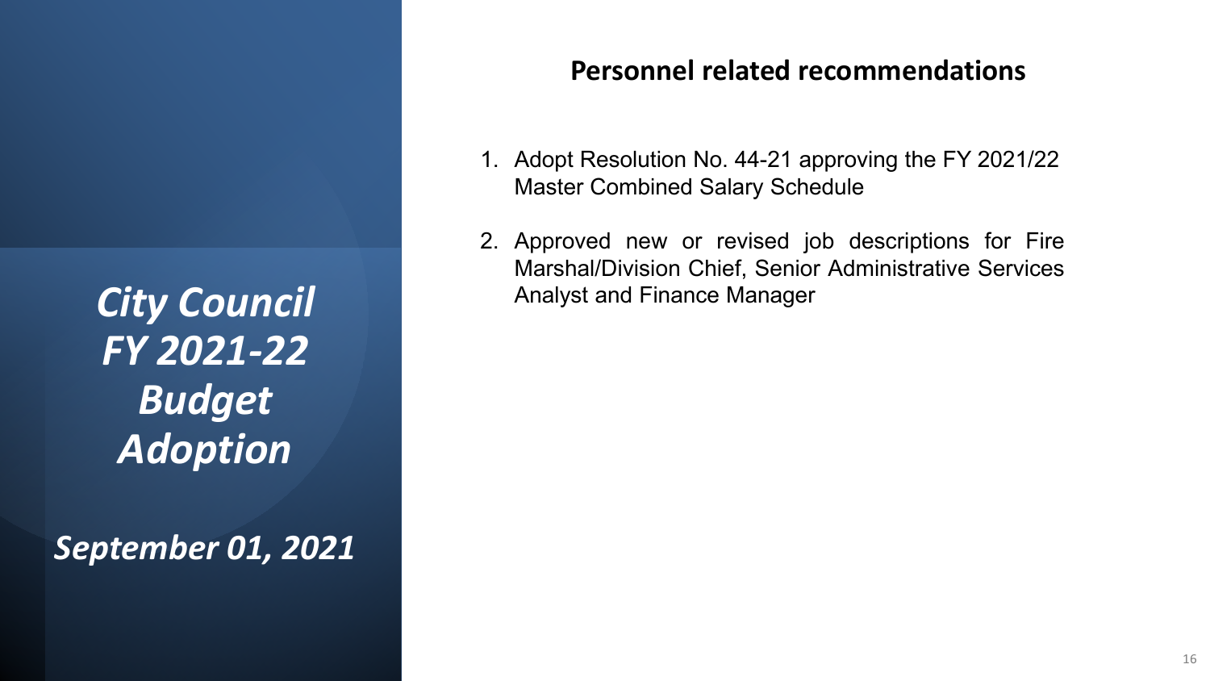*City Council FY 2021-22 Budget Adoption*

*September 01, 2021*

## Personnel related recommendations

1. Adopt Resolution No. 44-21 approving the FY 2021/22 Master Combined Salary Schedule
2. Approved new or revised job descriptions for Fire Marshal/Division Chief, Senior Administrative Services Analyst and Finance Manager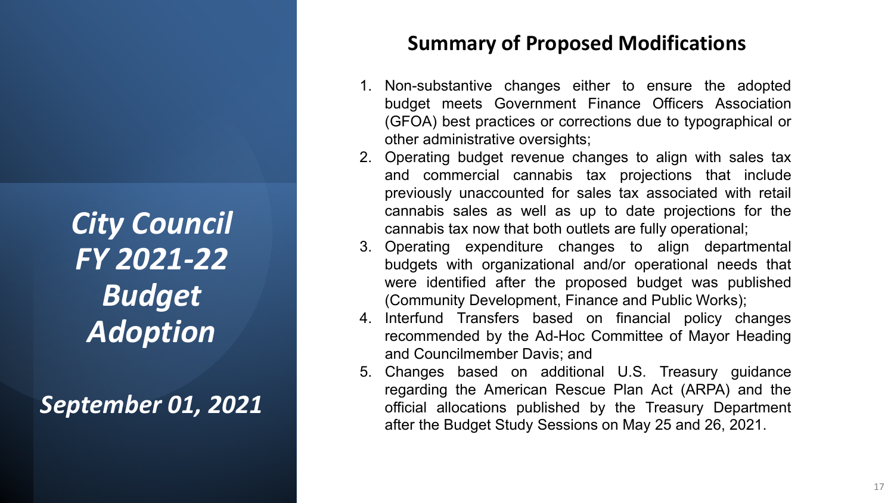*City Council FY 2021-22 Budget Adoption*

*September 01, 2021*

## Summary of Proposed Modifications

1. Non-substantive changes either to ensure the adopted budget meets Government Finance Officers Association (GFOA) best practices or corrections due to typographical or other administrative oversights;
2. Operating budget revenue changes to align with sales tax and commercial cannabis tax projections that include previously unaccounted for sales tax associated with retail cannabis sales as well as up to date projections for the cannabis tax now that both outlets are fully operational;
3. Operating expenditure changes to align departmental budgets with organizational and/or operational needs that were identified after the proposed budget was published (Community Development, Finance and Public Works);
4. Interfund Transfers based on financial policy changes recommended by the Ad-Hoc Committee of Mayor Heading and Councilmember Davis; and
5. Changes based on additional U.S. Treasury guidance regarding the American Rescue Plan Act (ARPA) and the official allocations published by the Treasury Department after the Budget Study Sessions on May 25 and 26, 2021.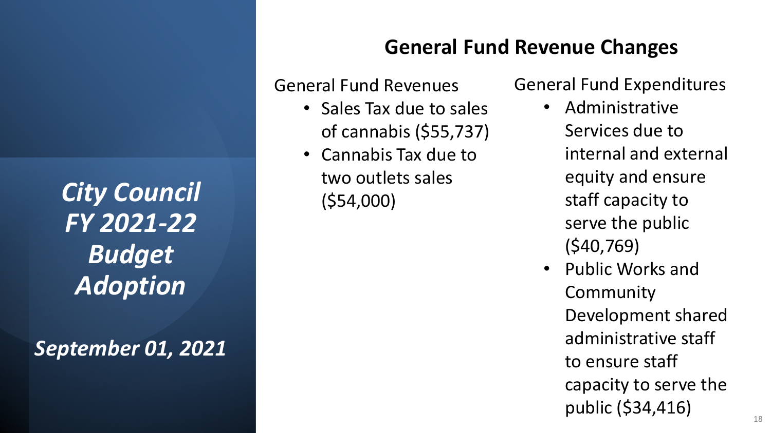*City Council FY 2021-22 Budget Adoption*

*September 01, 2021*

## General Fund Revenue Changes

General Fund Revenues

- Sales Tax due to sales of cannabis ($55,737)
- Cannabis Tax due to two outlets sales ($54,000)

General Fund Expenditures

- Administrative Services due to internal and external equity and ensure staff capacity to serve the public ($40,769)
- Public Works and Community Development shared administrative staff to ensure staff capacity to serve the public ($34,416)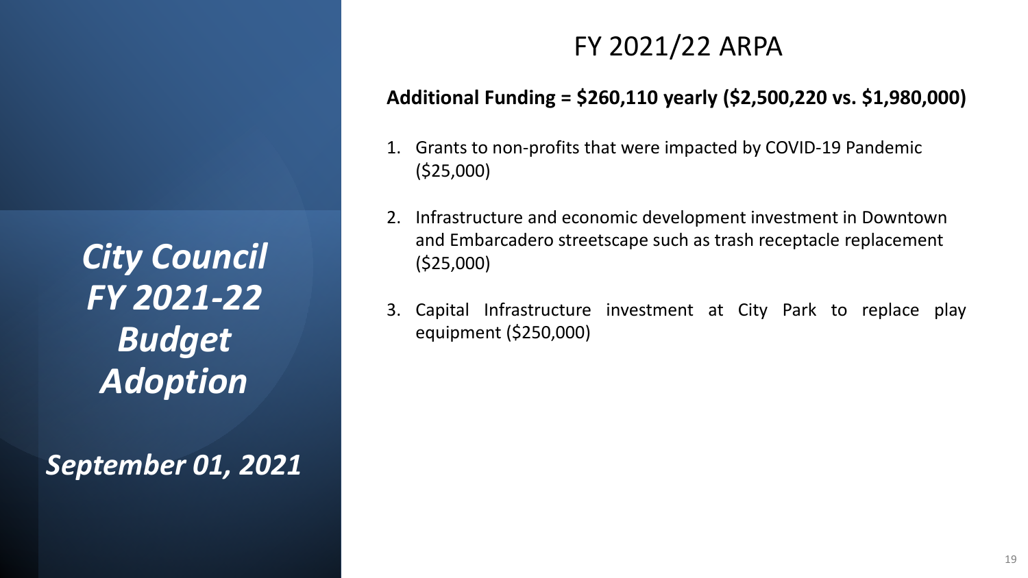*City Council FY 2021-22 Budget Adoption*

*September 01, 2021*

# FY 2021/22 ARPA

**Additional Funding = $260,110 yearly ($2,500,220 vs. $1,980,000)**

1. Grants to non-profits that were impacted by COVID-19 Pandemic ($25,000)
2. Infrastructure and economic development investment in Downtown and Embarcadero streetscape such as trash receptacle replacement ($25,000)
3. Capital Infrastructure investment at City Park to replace play equipment ($250,000)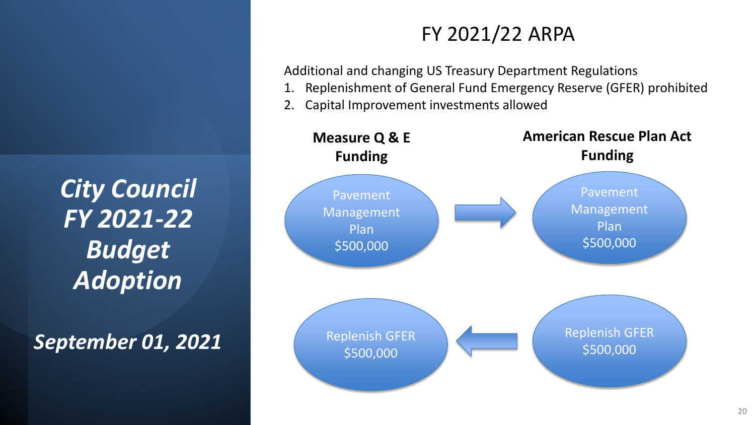*City Council FY 2021-22 Budget Adoption*

*September 01, 2021*

# FY 2021/22 ARPA

Additional and changing US Treasury Department Regulations

1. Replenishment of General Fund Emergency Reserve (GFER) prohibited
2. Capital Improvement investments allowed

| Measure Q & E Funding | | American Rescue Plan Act Funding |
|---|---|---|
| Pavement Management Plan $500,000 | → | Pavement Management Plan $500,000 |
| Replenish GFER $500,000 | ← | Replenish GFER $500,000 |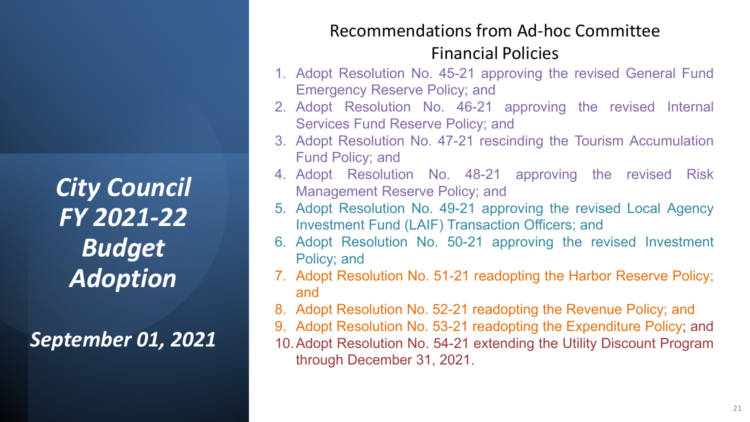***City Council FY 2021-22 Budget Adoption***

***September 01, 2021***

## Recommendations from Ad-hoc Committee
## Financial Policies

1. Adopt Resolution No. 45-21 approving the revised General Fund Emergency Reserve Policy; and
2. Adopt Resolution No. 46-21 approving the revised Internal Services Fund Reserve Policy; and
3. Adopt Resolution No. 47-21 rescinding the Tourism Accumulation Fund Policy; and
4. Adopt Resolution No. 48-21 approving the revised Risk Management Reserve Policy; and
5. Adopt Resolution No. 49-21 approving the revised Local Agency Investment Fund (LAIF) Transaction Officers; and
6. Adopt Resolution No. 50-21 approving the revised Investment Policy; and
7. Adopt Resolution No. 51-21 readopting the Harbor Reserve Policy; and
8. Adopt Resolution No. 52-21 readopting the Revenue Policy; and
9. Adopt Resolution No. 53-21 readopting the Expenditure Policy; and
10. Adopt Resolution No. 54-21 extending the Utility Discount Program through December 31, 2021.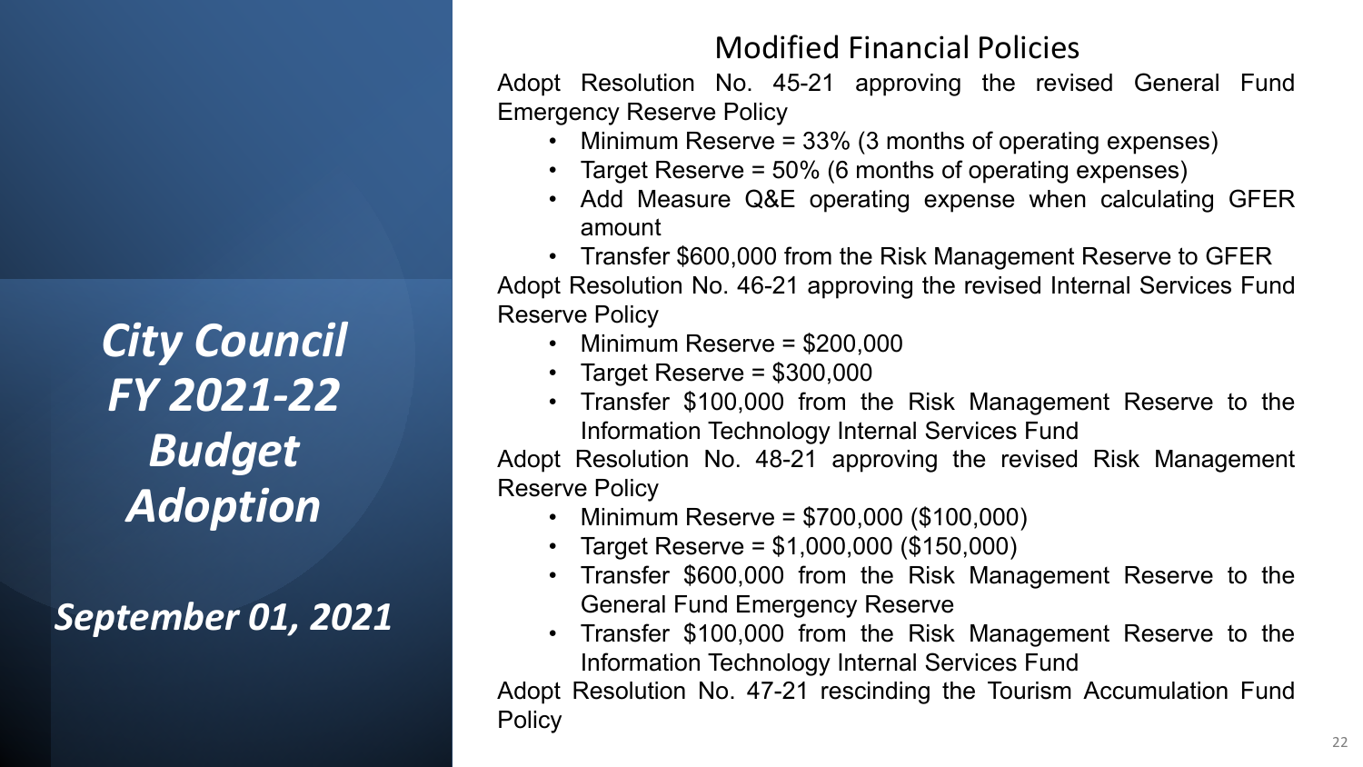*City Council FY 2021-22 Budget Adoption*

*September 01, 2021*

## Modified Financial Policies

Adopt Resolution No. 45-21 approving the revised General Fund Emergency Reserve Policy

- Minimum Reserve = 33% (3 months of operating expenses)
- Target Reserve = 50% (6 months of operating expenses)
- Add Measure Q&E operating expense when calculating GFER amount
- Transfer $600,000 from the Risk Management Reserve to GFER

Adopt Resolution No. 46-21 approving the revised Internal Services Fund Reserve Policy

- Minimum Reserve = $200,000
- Target Reserve = $300,000
- Transfer $100,000 from the Risk Management Reserve to the Information Technology Internal Services Fund

Adopt Resolution No. 48-21 approving the revised Risk Management Reserve Policy

- Minimum Reserve = $700,000 ($100,000)
- Target Reserve = $1,000,000 ($150,000)
- Transfer $600,000 from the Risk Management Reserve to the General Fund Emergency Reserve
- Transfer $100,000 from the Risk Management Reserve to the Information Technology Internal Services Fund

Adopt Resolution No. 47-21 rescinding the Tourism Accumulation Fund Policy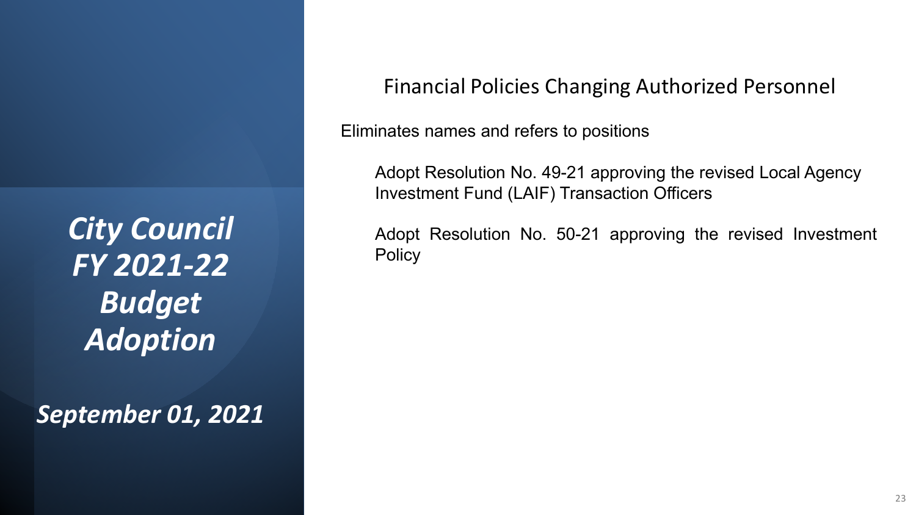*City Council FY 2021-22 Budget Adoption*

*September 01, 2021*

## Financial Policies Changing Authorized Personnel

Eliminates names and refers to positions

Adopt Resolution No. 49-21 approving the revised Local Agency Investment Fund (LAIF) Transaction Officers

Adopt Resolution No. 50-21 approving the revised Investment Policy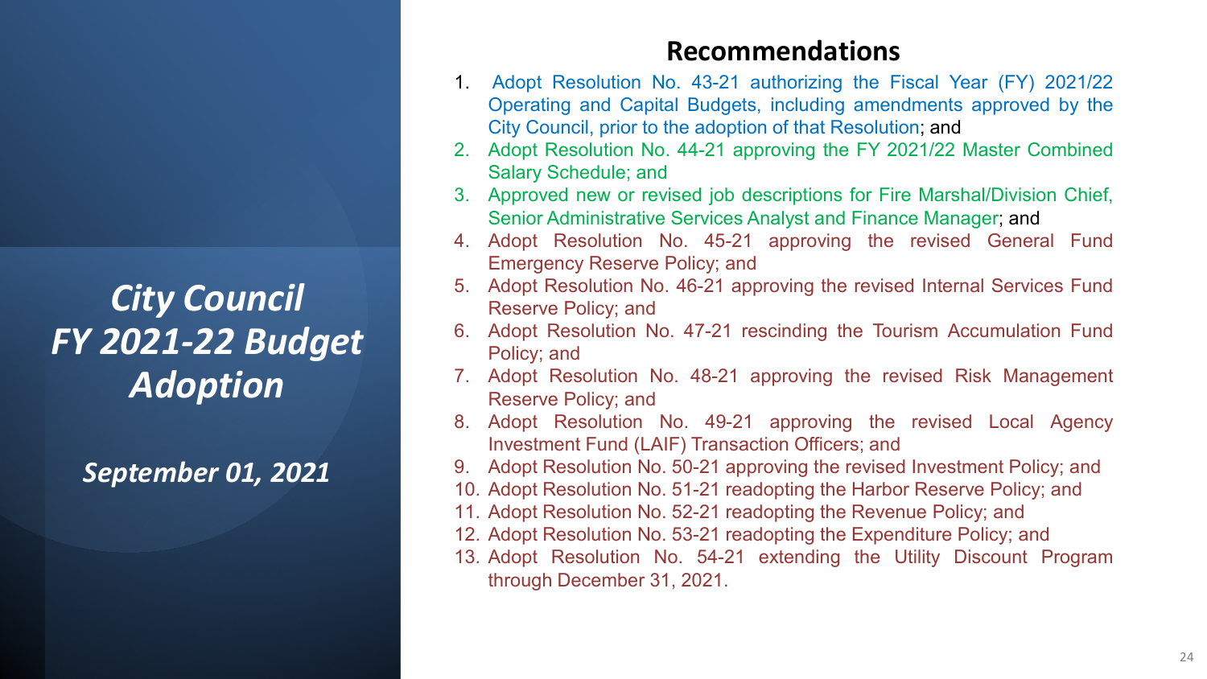# City Council FY 2021-22 Budget Adoption

*September 01, 2021*

## Recommendations

1. Adopt Resolution No. 43-21 authorizing the Fiscal Year (FY) 2021/22 Operating and Capital Budgets, including amendments approved by the City Council, prior to the adoption of that Resolution; and
2. Adopt Resolution No. 44-21 approving the FY 2021/22 Master Combined Salary Schedule; and
3. Approved new or revised job descriptions for Fire Marshal/Division Chief, Senior Administrative Services Analyst and Finance Manager; and
4. Adopt Resolution No. 45-21 approving the revised General Fund Emergency Reserve Policy; and
5. Adopt Resolution No. 46-21 approving the revised Internal Services Fund Reserve Policy; and
6. Adopt Resolution No. 47-21 rescinding the Tourism Accumulation Fund Policy; and
7. Adopt Resolution No. 48-21 approving the revised Risk Management Reserve Policy; and
8. Adopt Resolution No. 49-21 approving the revised Local Agency Investment Fund (LAIF) Transaction Officers; and
9. Adopt Resolution No. 50-21 approving the revised Investment Policy; and
10. Adopt Resolution No. 51-21 readopting the Harbor Reserve Policy; and
11. Adopt Resolution No. 52-21 readopting the Revenue Policy; and
12. Adopt Resolution No. 53-21 readopting the Expenditure Policy; and
13. Adopt Resolution No. 54-21 extending the Utility Discount Program through December 31, 2021.